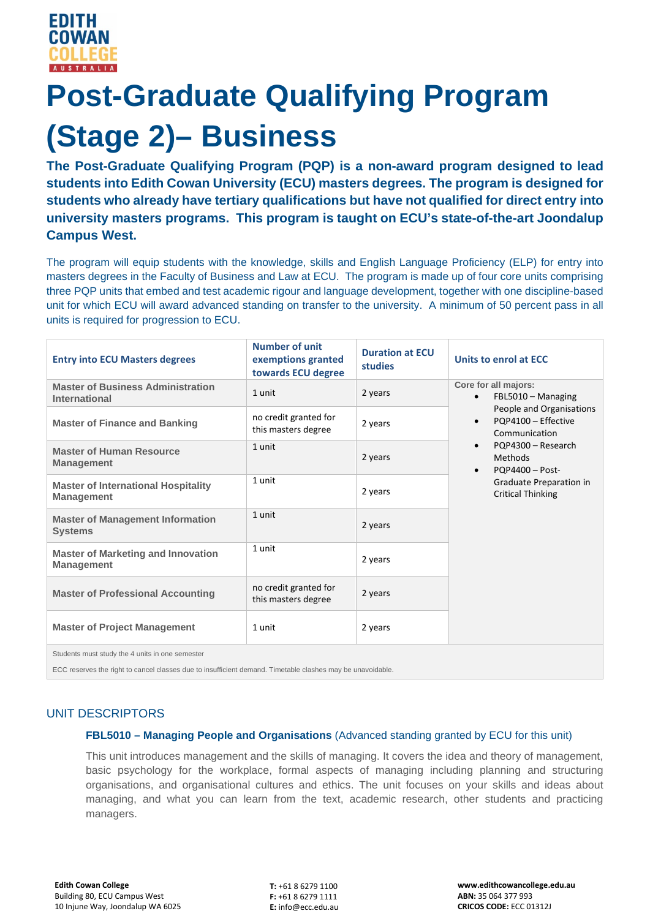EDITH COWAN COLLEGE AUSTRALIA

# Post-Graduate Qualifying Program (Stage 2)– Business

**The Post-Graduate Qualifying Program (PQP) is a non-award program designed to lead students into Edith Cowan University (ECU) masters degrees. The program is designed for students who already have tertiary qualifications but have not qualified for direct entry into university masters programs. This program is taught on ECU's state-of-the-art Joondalup Campus West.**

The program will equip students with the knowledge, skills and English Language Proficiency (ELP) for entry into masters degrees in the Faculty of Business and Law at ECU. The program is made up of four core units comprising three PQP units that embed and test academic rigour and language development, together with one discipline-based unit for which ECU will award advanced standing on transfer to the university. A minimum of 50 percent pass in all units is required for progression to ECU.

| Entry into ECU Masters degrees | Number of unit exemptions granted towards ECU degree | Duration at ECU studies | Units to enrol at ECC |
|---|---|---|---|
| **Master of Business Administration International** | 1 unit | 2 years | Core for all majors:<br>• FBL5010 – Managing People and Organisations<br>• PQP4100 – Effective Communication<br>• PQP4300 – Research Methods<br>• PQP4400 – Post-Graduate Preparation in Critical Thinking |
| **Master of Finance and Banking** | no credit granted for this masters degree | 2 years | |
| **Master of Human Resource Management** | 1 unit | 2 years | |
| **Master of International Hospitality Management** | 1 unit | 2 years | |
| **Master of Management Information Systems** | 1 unit | 2 years | |
| **Master of Marketing and Innovation Management** | 1 unit | 2 years | |
| **Master of Professional Accounting** | no credit granted for this masters degree | 2 years | |
| **Master of Project Management** | 1 unit | 2 years | |

Students must study the 4 units in one semester

ECC reserves the right to cancel classes due to insufficient demand. Timetable clashes may be unavoidable.

## UNIT DESCRIPTORS

### FBL5010 – Managing People and Organisations (Advanced standing granted by ECU for this unit)

This unit introduces management and the skills of managing. It covers the idea and theory of management, basic psychology for the workplace, formal aspects of managing including planning and structuring organisations, and organisational cultures and ethics. The unit focuses on your skills and ideas about managing, and what you can learn from the text, academic research, other students and practicing managers.

**Edith Cowan College**
Building 80, ECU Campus West
10 Injune Way, Joondalup WA 6025

**T:** +61 8 6279 1100
**F:** +61 8 6279 1111
**E:** info@ecc.edu.au

**www.edithcowancollege.edu.au**
**ABN:** 35 064 377 993
**CRICOS CODE:** ECC 01312J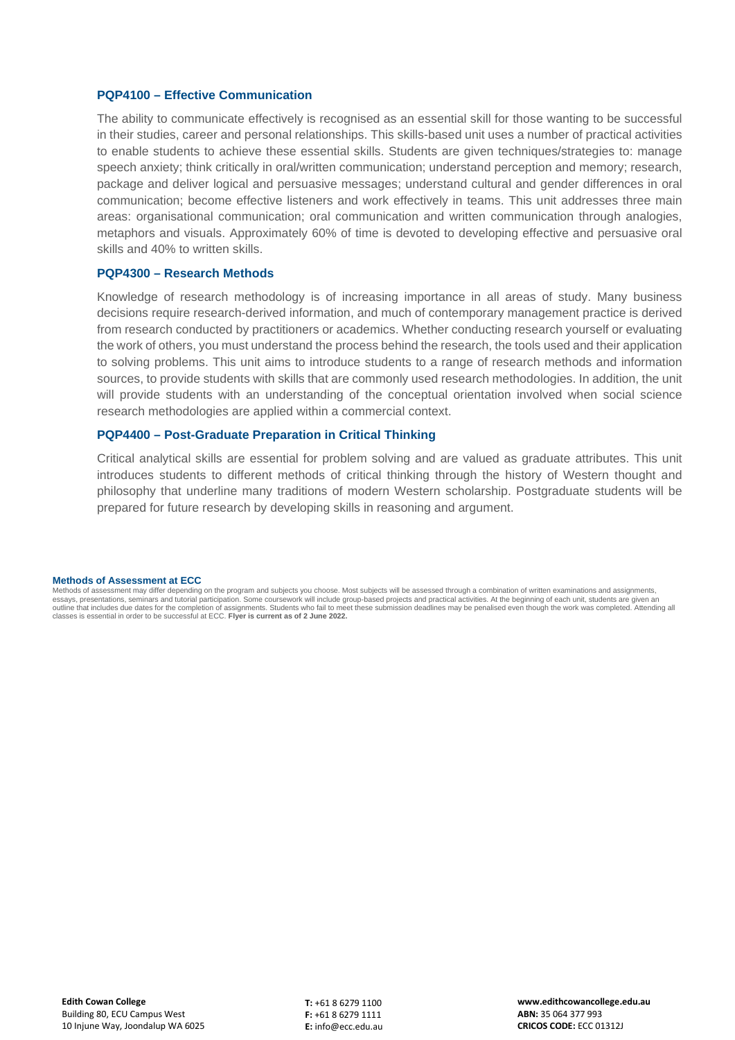### PQP4100 – Effective Communication

The ability to communicate effectively is recognised as an essential skill for those wanting to be successful in their studies, career and personal relationships. This skills-based unit uses a number of practical activities to enable students to achieve these essential skills. Students are given techniques/strategies to: manage speech anxiety; think critically in oral/written communication; understand perception and memory; research, package and deliver logical and persuasive messages; understand cultural and gender differences in oral communication; become effective listeners and work effectively in teams. This unit addresses three main areas: organisational communication; oral communication and written communication through analogies, metaphors and visuals. Approximately 60% of time is devoted to developing effective and persuasive oral skills and 40% to written skills.

### PQP4300 – Research Methods

Knowledge of research methodology is of increasing importance in all areas of study. Many business decisions require research-derived information, and much of contemporary management practice is derived from research conducted by practitioners or academics. Whether conducting research yourself or evaluating the work of others, you must understand the process behind the research, the tools used and their application to solving problems. This unit aims to introduce students to a range of research methods and information sources, to provide students with skills that are commonly used research methodologies. In addition, the unit will provide students with an understanding of the conceptual orientation involved when social science research methodologies are applied within a commercial context.

### PQP4400 – Post-Graduate Preparation in Critical Thinking

Critical analytical skills are essential for problem solving and are valued as graduate attributes. This unit introduces students to different methods of critical thinking through the history of Western thought and philosophy that underline many traditions of modern Western scholarship. Postgraduate students will be prepared for future research by developing skills in reasoning and argument.

#### Methods of Assessment at ECC

Methods of assessment may differ depending on the program and subjects you choose. Most subjects will be assessed through a combination of written examinations and assignments, essays, presentations, seminars and tutorial participation. Some coursework will include group-based projects and practical activities. At the beginning of each unit, students are given an outline that includes due dates for the completion of assignments. Students who fail to meet these submission deadlines may be penalised even though the work was completed. Attending all classes is essential in order to be successful at ECC. **Flyer is current as of 2 June 2022.**

**Edith Cowan College**
Building 80, ECU Campus West
10 Injune Way, Joondalup WA 6025

**T:** +61 8 6279 1100
**F:** +61 8 6279 1111
**E:** info@ecc.edu.au

**www.edithcowancollege.edu.au**
**ABN:** 35 064 377 993
**CRICOS CODE:** ECC 01312J